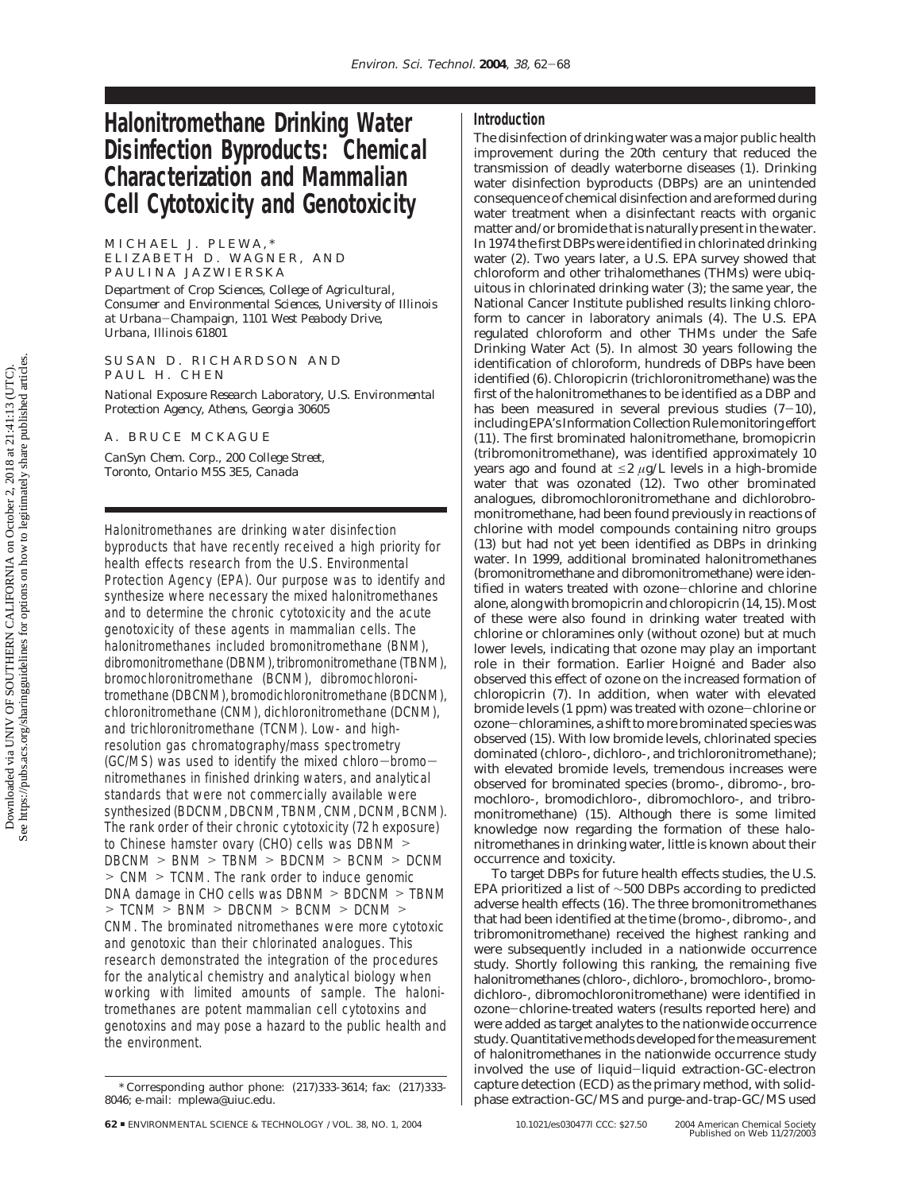# Halonitromethane Drinking Water Disinfection Byproducts: Chemical Characterization and Mammalian Cell Cytotoxicity and Genotoxicity

MICHAEL J. PLEWA,* ELIZABETH D. WAGNER, AND PAULINA JAZWIERSKA

Department of Crop Sciences, College of Agricultural, Consumer and Environmental Sciences, University of Illinois at Urbana–Champaign, 1101 West Peabody Drive, Urbana, Illinois 61801

SUSAN D. RICHARDSON AND PAUL H. CHEN

National Exposure Research Laboratory, U.S. Environmental Protection Agency, Athens, Georgia 30605

A. BRUCE MCKAGUE

CanSyn Chem. Corp., 200 College Street, Toronto, Ontario M5S 3E5, Canada

Halonitromethanes are drinking water disinfection byproducts that have recently received a high priority for health effects research from the U.S. Environmental Protection Agency (EPA). Our purpose was to identify and synthesize where necessary the mixed halonitromethanes and to determine the chronic cytotoxicity and the acute genotoxicity of these agents in mammalian cells. The halonitromethanes included bromonitromethane (BNM), dibromonitromethane (DBNM), tribromonitromethane (TBNM), bromochloronitromethane (BCNM), dibromochloronitromethane (DBCNM), bromodichloronitromethane (BDCNM), chloronitromethane (CNM), dichloronitromethane (DCNM), and trichloronitromethane (TCNM). Low- and high-resolution gas chromatography/mass spectrometry (GC/MS) was used to identify the mixed chloro–bromo–nitromethanes in finished drinking waters, and analytical standards that were not commercially available were synthesized (BDCNM, DBCNM, TBNM, CNM, DCNM, BCNM). The rank order of their chronic cytotoxicity (72 h exposure) to Chinese hamster ovary (CHO) cells was DBNM > DBCNM > BNM > TBNM > BDCNM > BCNM > DCNM > CNM > TCNM. The rank order to induce genomic DNA damage in CHO cells was DBNM > BDCNM > TBNM > TCNM > BNM > DBCNM > BCNM > DCNM > CNM. The brominated nitromethanes were more cytotoxic and genotoxic than their chlorinated analogues. This research demonstrated the integration of the procedures for the analytical chemistry and analytical biology when working with limited amounts of sample. The halonitromethanes are potent mammalian cell cytotoxins and genotoxins and may pose a hazard to the public health and the environment.

\* Corresponding author phone: (217)333-3614; fax: (217)333-8046; e-mail: mplewa@uiuc.edu.

## Introduction

The disinfection of drinking water was a major public health improvement during the 20th century that reduced the transmission of deadly waterborne diseases (1). Drinking water disinfection byproducts (DBPs) are an unintended consequence of chemical disinfection and are formed during water treatment when a disinfectant reacts with organic matter and/or bromide that is naturally present in the water. In 1974 the first DBPs were identified in chlorinated drinking water (2). Two years later, a U.S. EPA survey showed that chloroform and other trihalomethanes (THMs) were ubiquitous in chlorinated drinking water (3); the same year, the National Cancer Institute published results linking chloroform to cancer in laboratory animals (4). The U.S. EPA regulated chloroform and other THMs under the Safe Drinking Water Act (5). In almost 30 years following the identification of chloroform, hundreds of DBPs have been identified (6). Chloropicrin (trichloronitromethane) was the first of the halonitromethanes to be identified as a DBP and has been measured in several previous studies (7–10), including EPA's Information Collection Rule monitoring effort (11). The first brominated halonitromethane, bromopicrin (tribromonitromethane), was identified approximately 10 years ago and found at $\leq 2\ \mu g/L$ levels in a high-bromide water that was ozonated (12). Two other brominated analogues, dibromochloronitromethane and dichlorobromonitromethane, had been found previously in reactions of chlorine with model compounds containing nitro groups (13) but had not yet been identified as DBPs in drinking water. In 1999, additional brominated halonitromethanes (bromonitromethane and dibromonitromethane) were identified in waters treated with ozone–chlorine and chlorine alone, along with bromopicrin and chloropicrin (14, 15). Most of these were also found in drinking water treated with chlorine or chloramines only (without ozone) but at much lower levels, indicating that ozone may play an important role in their formation. Earlier Hoigné and Bader also observed this effect of ozone on the increased formation of chloropicrin (7). In addition, when water with elevated bromide levels (1 ppm) was treated with ozone–chlorine or ozone–chloramines, a shift to more brominated species was observed (15). With low bromide levels, chlorinated species dominated (chloro-, dichloro-, and trichloronitromethane); with elevated bromide levels, tremendous increases were observed for brominated species (bromo-, dibromo-, bromochloro-, bromodichloro-, dibromochloro-, and tribromonitromethane) (15). Although there is some limited knowledge now regarding the formation of these halonitromethanes in drinking water, little is known about their occurrence and toxicity.

To target DBPs for future health effects studies, the U.S. EPA prioritized a list of ~500 DBPs according to predicted adverse health effects (16). The three bromonitromethanes that had been identified at the time (bromo-, dibromo-, and tribromonitromethane) received the highest ranking and were subsequently included in a nationwide occurrence study. Shortly following this ranking, the remaining five halonitromethanes (chloro-, dichloro-, bromochloro-, bromodichloro-, dibromochloronitromethane) were identified in ozone–chlorine-treated waters (results reported here) and were added as target analytes to the nationwide occurrence study. Quantitative methods developed for the measurement of halonitromethanes in the nationwide occurrence study involved the use of liquid–liquid extraction-GC-electron capture detection (ECD) as the primary method, with solid-phase extraction-GC/MS and purge-and-trap-GC/MS used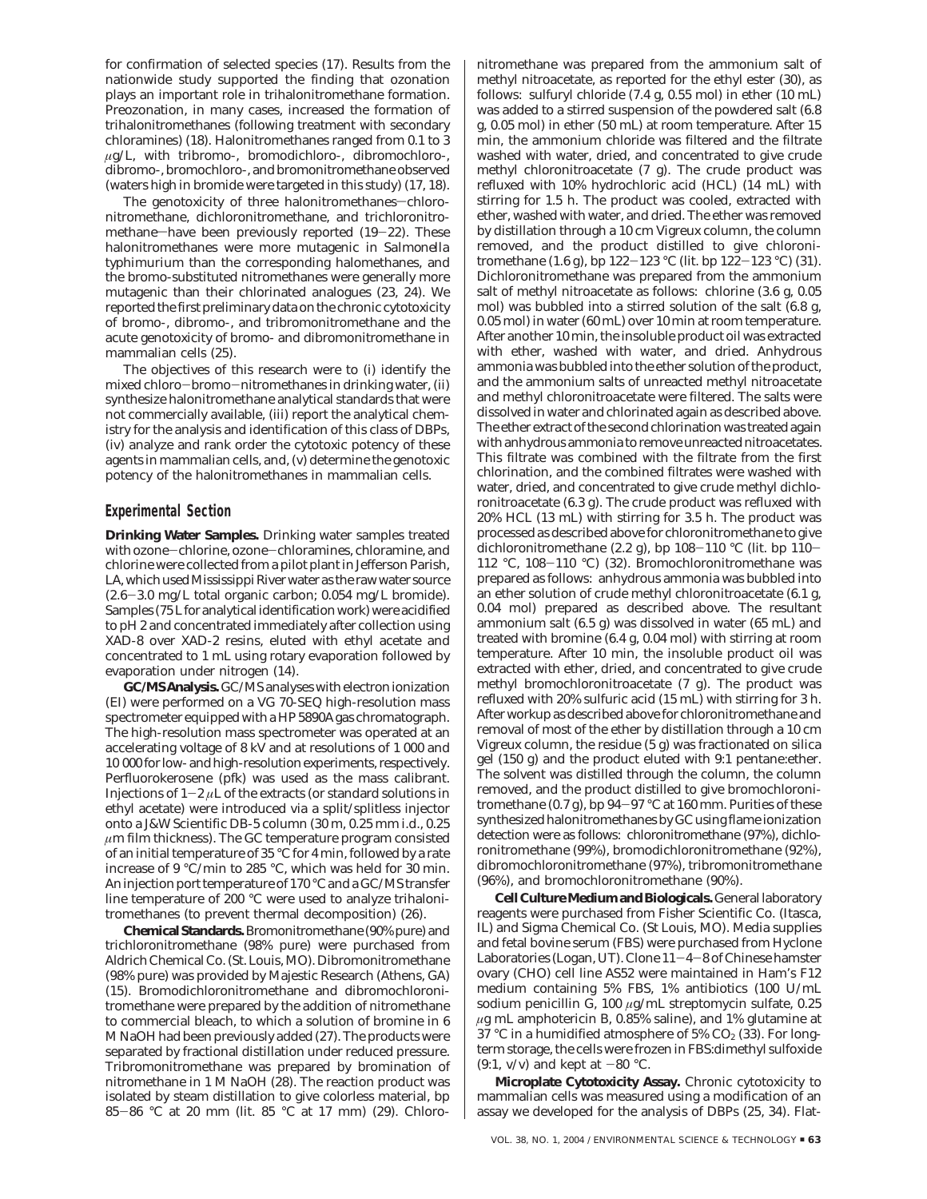for confirmation of selected species (17). Results from the nationwide study supported the finding that ozonation plays an important role in trihalonitromethane formation. Preozonation, in many cases, increased the formation of trihalonitromethanes (following treatment with secondary chloramines) (18). Halonitromethanes ranged from 0.1 to 3 μg/L, with tribromo-, bromodichloro-, dibromochloro-, dibromo-, bromochloro-, and bromonitromethane observed (waters high in bromide were targeted in this study) (17, 18).

The genotoxicity of three halonitromethanes—chloronitromethane, dichloronitromethane, and trichloronitromethane—have been previously reported (19–22). These halonitromethanes were more mutagenic in *Salmonella typhimurium* than the corresponding halomethanes, and the bromo-substituted nitromethanes were generally more mutagenic than their chlorinated analogues (23, 24). We reported the first preliminary data on the chronic cytotoxicity of bromo-, dibromo-, and tribromonitromethane and the acute genotoxicity of bromo- and dibromonitromethane in mammalian cells (25).

The objectives of this research were to (i) identify the mixed chloro–bromo–nitromethanes in drinking water, (ii) synthesize halonitromethane analytical standards that were not commercially available, (iii) report the analytical chemistry for the analysis and identification of this class of DBPs, (iv) analyze and rank order the cytotoxic potency of these agents in mammalian cells, and, (v) determine the genotoxic potency of the halonitromethanes in mammalian cells.

## Experimental Section

**Drinking Water Samples.** Drinking water samples treated with ozone–chlorine, ozone–chloramines, chloramine, and chlorine were collected from a pilot plant in Jefferson Parish, LA, which used Mississippi River water as the raw water source (2.6–3.0 mg/L total organic carbon; 0.054 mg/L bromide). Samples (75 L for analytical identification work) were acidified to pH 2 and concentrated immediately after collection using XAD-8 over XAD-2 resins, eluted with ethyl acetate and concentrated to 1 mL using rotary evaporation followed by evaporation under nitrogen (14).

**GC/MS Analysis.** GC/MS analyses with electron ionization (EI) were performed on a VG 70-SEQ high-resolution mass spectrometer equipped with a HP 5890A gas chromatograph. The high-resolution mass spectrometer was operated at an accelerating voltage of 8 kV and at resolutions of 1 000 and 10 000 for low- and high-resolution experiments, respectively. Perfluorokerosene (pfk) was used as the mass calibrant. Injections of 1–2 μL of the extracts (or standard solutions in ethyl acetate) were introduced via a split/splitless injector onto a J&W Scientific DB-5 column (30 m, 0.25 mm i.d., 0.25 μm film thickness). The GC temperature program consisted of an initial temperature of 35 °C for 4 min, followed by a rate increase of 9 °C/min to 285 °C, which was held for 30 min. An injection port temperature of 170 °C and a GC/MS transfer line temperature of 200 °C were used to analyze trihalonitromethanes (to prevent thermal decomposition) (26).

**Chemical Standards.** Bromonitromethane (90% pure) and trichloronitromethane (98% pure) were purchased from Aldrich Chemical Co. (St. Louis, MO). Dibromonitromethane (98% pure) was provided by Majestic Research (Athens, GA) (15). Bromodichloronitromethane and dibromochloronitromethane were prepared by the addition of nitromethane to commercial bleach, to which a solution of bromine in 6 M NaOH had been previously added (27). The products were separated by fractional distillation under reduced pressure. Tribromonitromethane was prepared by bromination of nitromethane in 1 M NaOH (28). The reaction product was isolated by steam distillation to give colorless material, bp 85–86 °C at 20 mm (lit. 85 °C at 17 mm) (29). Chloronitromethane was prepared from the ammonium salt of methyl nitroacetate, as reported for the ethyl ester (30), as follows: sulfuryl chloride (7.4 g, 0.55 mol) in ether (10 mL) was added to a stirred suspension of the powdered salt (6.8 g, 0.05 mol) in ether (50 mL) at room temperature. After 15 min, the ammonium chloride was filtered and the filtrate washed with water, dried, and concentrated to give crude methyl chloronitroacetate (7 g). The crude product was refluxed with 10% hydrochloric acid (HCL) (14 mL) with stirring for 1.5 h. The product was cooled, extracted with ether, washed with water, and dried. The ether was removed by distillation through a 10 cm Vigreux column, the column removed, and the product distilled to give chloronitromethane (1.6 g), bp 122–123 °C (lit. bp 122–123 °C) (31). Dichloronitromethane was prepared from the ammonium salt of methyl nitroacetate as follows: chlorine (3.6 g, 0.05 mol) was bubbled into a stirred solution of the salt (6.8 g, 0.05 mol) in water (60 mL) over 10 min at room temperature. After another 10 min, the insoluble product oil was extracted with ether, washed with water, and dried. Anhydrous ammonia was bubbled into the ether solution of the product, and the ammonium salts of unreacted methyl nitroacetate and methyl chloronitroacetate were filtered. The salts were dissolved in water and chlorinated again as described above. The ether extract of the second chlorination was treated again with anhydrous ammonia to remove unreacted nitroacetates. This filtrate was combined with the filtrate from the first chlorination, and the combined filtrates were washed with water, dried, and concentrated to give crude methyl dichloronitroacetate (6.3 g). The crude product was refluxed with 20% HCL (13 mL) with stirring for 3.5 h. The product was processed as described above for chloronitromethane to give dichloronitromethane (2.2 g), bp 108–110 °C (lit. bp 110–112 °C, 108–110 °C) (32). Bromochloronitromethane was prepared as follows: anhydrous ammonia was bubbled into an ether solution of crude methyl chloronitroacetate (6.1 g, 0.04 mol) prepared as described above. The resultant ammonium salt (6.5 g) was dissolved in water (65 mL) and treated with bromine (6.4 g, 0.04 mol) with stirring at room temperature. After 10 min, the insoluble product oil was extracted with ether, dried, and concentrated to give crude methyl bromochloronitroacetate (7 g). The product was refluxed with 20% sulfuric acid (15 mL) with stirring for 3 h. After workup as described above for chloronitromethane and removal of most of the ether by distillation through a 10 cm Vigreux column, the residue (5 g) was fractionated on silica gel (150 g) and the product eluted with 9:1 pentane:ether. The solvent was distilled through the column, the column removed, and the product distilled to give bromochloronitromethane (0.7 g), bp 94–97 °C at 160 mm. Purities of these synthesized halonitromethanes by GC using flame ionization detection were as follows: chloronitromethane (97%), dichloronitromethane (99%), bromodichloronitromethane (92%), dibromochloronitromethane (97%), tribromonitromethane (96%), and bromochloronitromethane (90%).

**Cell Culture Medium and Biologicals.** General laboratory reagents were purchased from Fisher Scientific Co. (Itasca, IL) and Sigma Chemical Co. (St Louis, MO). Media supplies and fetal bovine serum (FBS) were purchased from Hyclone Laboratories (Logan, UT). Clone 11–4–8 of Chinese hamster ovary (CHO) cell line AS52 were maintained in Ham's F12 medium containing 5% FBS, 1% antibiotics (100 U/mL sodium penicillin G, 100 μg/mL streptomycin sulfate, 0.25 μg mL amphotericin B, 0.85% saline), and 1% glutamine at 37 °C in a humidified atmosphere of 5% $CO_2$ (33). For long-term storage, the cells were frozen in FBS:dimethyl sulfoxide (9:1, v/v) and kept at −80 °C.

**Microplate Cytotoxicity Assay.** Chronic cytotoxicity to mammalian cells was measured using a modification of an assay we developed for the analysis of DBPs (25, 34). Flat-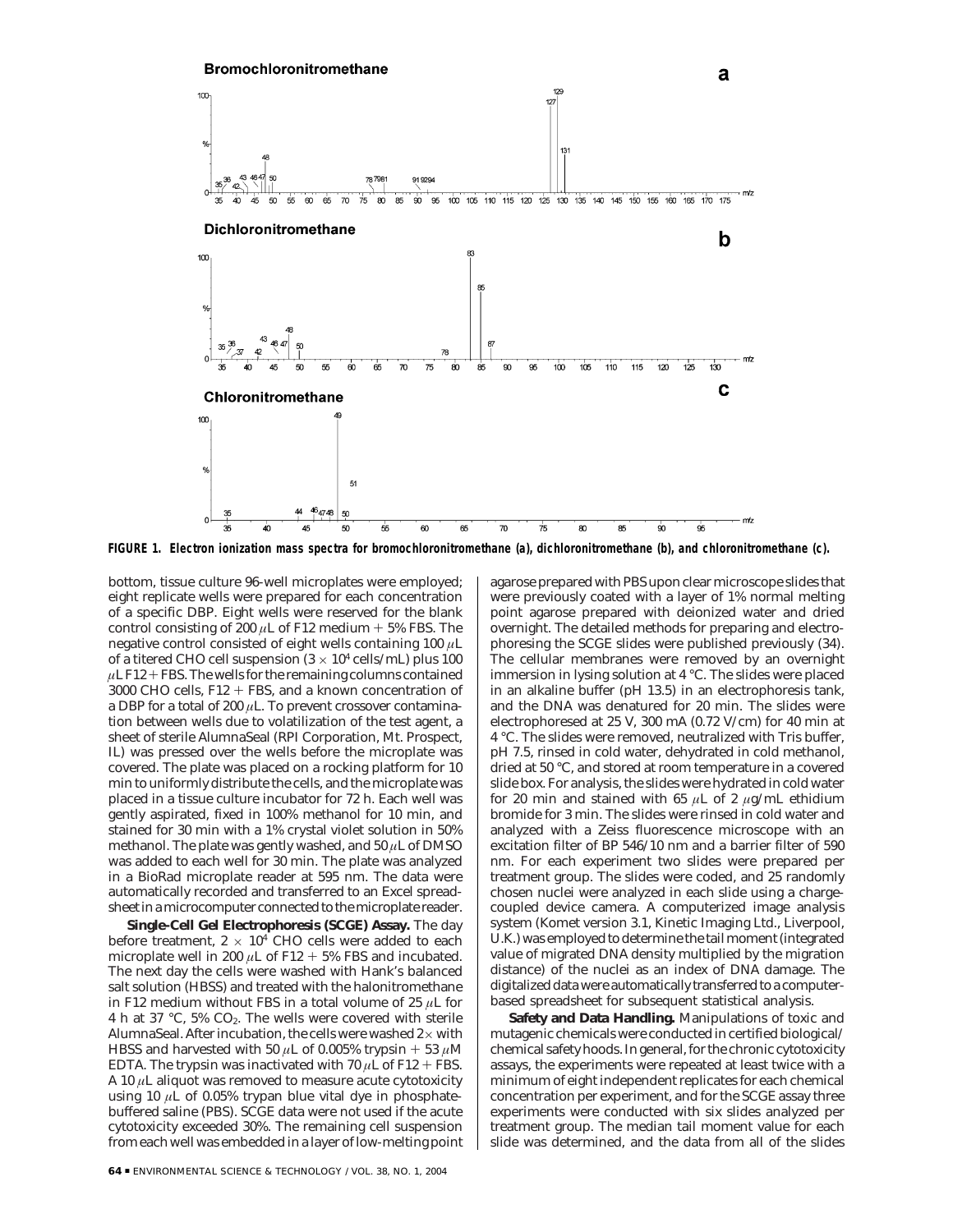FIGURE 1. Electron ionization mass spectra for bromochloronitromethane (a), dichloronitromethane (b), and chloronitromethane (c).

bottom, tissue culture 96-well microplates were employed; eight replicate wells were prepared for each concentration of a specific DBP. Eight wells were reserved for the blank control consisting of 200 $\mu$L of F12 medium + 5% FBS. The negative control consisted of eight wells containing 100 $\mu$L of a titered CHO cell suspension ($3 \times 10^4$ cells/mL) plus 100 $\mu$L F12 + FBS. The wells for the remaining columns contained 3000 CHO cells, F12 + FBS, and a known concentration of a DBP for a total of 200 $\mu$L. To prevent crossover contamination between wells due to volatilization of the test agent, a sheet of sterile AlumnaSeal (RPI Corporation, Mt. Prospect, IL) was pressed over the wells before the microplate was covered. The plate was placed on a rocking platform for 10 min to uniformly distribute the cells, and the microplate was placed in a tissue culture incubator for 72 h. Each well was gently aspirated, fixed in 100% methanol for 10 min, and stained for 30 min with a 1% crystal violet solution in 50% methanol. The plate was gently washed, and 50 $\mu$L of DMSO was added to each well for 30 min. The plate was analyzed in a BioRad microplate reader at 595 nm. The data were automatically recorded and transferred to an Excel spreadsheet in a microcomputer connected to the microplate reader.

**Single-Cell Gel Electrophoresis (SCGE) Assay.** The day before treatment, $2 \times 10^4$ CHO cells were added to each microplate well in 200 $\mu$L of F12 + 5% FBS and incubated. The next day the cells were washed with Hank's balanced salt solution (HBSS) and treated with the halonitromethane in F12 medium without FBS in a total volume of 25 $\mu$L for 4 h at 37 °C, 5% $CO_2$. The wells were covered with sterile AlumnaSeal. After incubation, the cells were washed 2× with HBSS and harvested with 50 $\mu$L of 0.005% trypsin + 53 $\mu$M EDTA. The trypsin was inactivated with 70 $\mu$L of F12 + FBS. A 10 $\mu$L aliquot was removed to measure acute cytotoxicity using 10 $\mu$L of 0.05% trypan blue vital dye in phosphate-buffered saline (PBS). SCGE data were not used if the acute cytotoxicity exceeded 30%. The remaining cell suspension from each well was embedded in a layer of low-melting point agarose prepared with PBS upon clear microscope slides that were previously coated with a layer of 1% normal melting point agarose prepared with deionized water and dried overnight. The detailed methods for preparing and electrophoresing the SCGE slides were published previously (34). The cellular membranes were removed by an overnight immersion in lysing solution at 4 °C. The slides were placed in an alkaline buffer (pH 13.5) in an electrophoresis tank, and the DNA was denatured for 20 min. The slides were electrophoresed at 25 V, 300 mA (0.72 V/cm) for 40 min at 4 °C. The slides were removed, neutralized with Tris buffer, pH 7.5, rinsed in cold water, dehydrated in cold methanol, dried at 50 °C, and stored at room temperature in a covered slide box. For analysis, the slides were hydrated in cold water for 20 min and stained with 65 $\mu$L of 2 $\mu$g/mL ethidium bromide for 3 min. The slides were rinsed in cold water and analyzed with a Zeiss fluorescence microscope with an excitation filter of BP 546/10 nm and a barrier filter of 590 nm. For each experiment two slides were prepared per treatment group. The slides were coded, and 25 randomly chosen nuclei were analyzed in each slide using a charge-coupled device camera. A computerized image analysis system (Komet version 3.1, Kinetic Imaging Ltd., Liverpool, U.K.) was employed to determine the tail moment (integrated value of migrated DNA density multiplied by the migration distance) of the nuclei as an index of DNA damage. The digitalized data were automatically transferred to a computer-based spreadsheet for subsequent statistical analysis.

**Safety and Data Handling.** Manipulations of toxic and mutagenic chemicals were conducted in certified biological/chemical safety hoods. In general, for the chronic cytotoxicity assays, the experiments were repeated at least twice with a minimum of eight independent replicates for each chemical concentration per experiment, and for the SCGE assay three experiments were conducted with six slides analyzed per treatment group. The median tail moment value for each slide was determined, and the data from all of the slides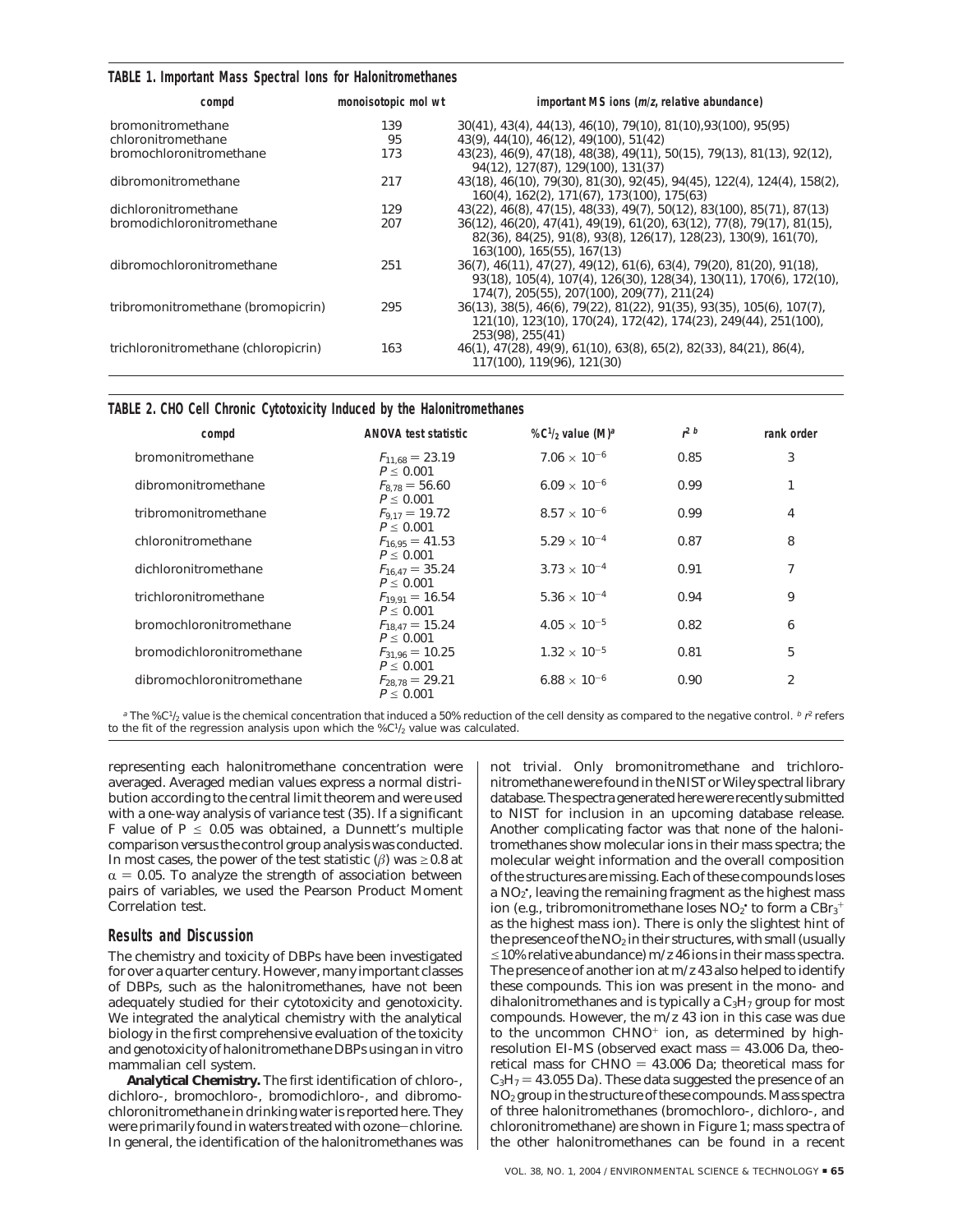**TABLE 1. Important Mass Spectral Ions for Halonitromethanes**

| compd | monoisotopic mol wt | important MS ions (*m/z*, relative abundance) |
|---|---|---|
| bromonitromethane | 139 | 30(41), 43(4), 44(13), 46(10), 79(10), 81(10),93(100), 95(95) |
| chloronitromethane | 95 | 43(9), 44(10), 46(12), 49(100), 51(42) |
| bromochloronitromethane | 173 | 43(23), 46(9), 47(18), 48(38), 49(11), 50(15), 79(13), 81(13), 92(12), 94(12), 127(87), 129(100), 131(37) |
| dibromonitromethane | 217 | 43(18), 46(10), 79(30), 81(30), 92(45), 94(45), 122(4), 124(4), 158(2), 160(4), 162(2), 171(67), 173(100), 175(63) |
| dichloronitromethane | 129 | 43(22), 46(8), 47(15), 48(33), 49(7), 50(12), 83(100), 85(71), 87(13) |
| bromodichloronitromethane | 207 | 36(12), 46(20), 47(41), 49(19), 61(20), 63(12), 77(8), 79(17), 81(15), 82(36), 84(25), 91(8), 93(8), 126(17), 128(23), 130(9), 161(70), 163(100), 165(55), 167(13) |
| dibromochloronitromethane | 251 | 36(7), 46(11), 47(27), 49(12), 61(6), 63(4), 79(20), 81(20), 91(18), 93(18), 105(4), 107(4), 126(30), 128(34), 130(11), 170(6), 172(10), 174(7), 205(55), 207(100), 209(77), 211(24) |
| tribromonitromethane (bromopicrin) | 295 | 36(13), 38(5), 46(6), 79(22), 81(22), 91(35), 93(35), 105(6), 107(7), 121(10), 123(10), 170(24), 172(42), 174(23), 249(44), 251(100), 253(98), 255(41) |
| trichloronitromethane (chloropicrin) | 163 | 46(1), 47(28), 49(9), 61(10), 63(8), 65(2), 82(33), 84(21), 86(4), 117(100), 119(96), 121(30) |

**TABLE 2. CHO Cell Chronic Cytotoxicity Induced by the Halonitromethanes**

| compd | ANOVA test statistic | $\%C^1/_2$ value (M)[a] | $r^2$ [b] | rank order |
|---|---|---|---|---|
| bromonitromethane | $F_{11,68} = 23.19$, $P \leq 0.001$ | $7.06 \times 10^{-6}$ | 0.85 | 3 |
| dibromonitromethane | $F_{8,78} = 56.60$, $P \leq 0.001$ | $6.09 \times 10^{-6}$ | 0.99 | 1 |
| tribromonitromethane | $F_{9,17} = 19.72$, $P \leq 0.001$ | $8.57 \times 10^{-6}$ | 0.99 | 4 |
| chloronitromethane | $F_{16,95} = 41.53$, $P \leq 0.001$ | $5.29 \times 10^{-4}$ | 0.87 | 8 |
| dichloronitromethane | $F_{16,47} = 35.24$, $P \leq 0.001$ | $3.73 \times 10^{-4}$ | 0.91 | 7 |
| trichloronitromethane | $F_{19,91} = 16.54$, $P \leq 0.001$ | $5.36 \times 10^{-4}$ | 0.94 | 9 |
| bromochloronitromethane | $F_{18,47} = 15.24$, $P \leq 0.001$ | $4.05 \times 10^{-5}$ | 0.82 | 6 |
| bromodichloronitromethane | $F_{31,96} = 10.25$, $P \leq 0.001$ | $1.32 \times 10^{-5}$ | 0.81 | 5 |
| dibromochloronitromethane | $F_{28,78} = 29.21$, $P \leq 0.001$ | $6.88 \times 10^{-6}$ | 0.90 | 2 |

[a] The $\%C^1/_2$ value is the chemical concentration that induced a 50% reduction of the cell density as compared to the negative control. [b] $r^2$ refers to the fit of the regression analysis upon which the $\%C^1/_2$ value was calculated.

representing each halonitromethane concentration were averaged. Averaged median values express a normal distribution according to the central limit theorem and were used with a one-way analysis of variance test (35). If a significant F value of $P \leq 0.05$ was obtained, a Dunnett's multiple comparison versus the control group analysis was conducted. In most cases, the power of the test statistic ($\beta$) was $\geq 0.8$ at $\alpha = 0.05$. To analyze the strength of association between pairs of variables, we used the Pearson Product Moment Correlation test.

## Results and Discussion

The chemistry and toxicity of DBPs have been investigated for over a quarter century. However, many important classes of DBPs, such as the halonitromethanes, have not been adequately studied for their cytotoxicity and genotoxicity. We integrated the analytical chemistry with the analytical biology in the first comprehensive evaluation of the toxicity and genotoxicity of halonitromethane DBPs using an in vitro mammalian cell system.

**Analytical Chemistry.** The first identification of chloro-, dichloro-, bromochloro-, bromodichloro-, and dibromochloronitromethane in drinking water is reported here. They were primarily found in waters treated with ozone–chlorine. In general, the identification of the halonitromethanes was not trivial. Only bromonitromethane and trichloronitromethane were found in the NIST or Wiley spectral library database. The spectra generated here were recently submitted to NIST for inclusion in an upcoming database release. Another complicating factor was that none of the halonitromethanes show molecular ions in their mass spectra; the molecular weight information and the overall composition of the structures are missing. Each of these compounds loses a $NO_2^{\bullet}$, leaving the remaining fragment as the highest mass ion (e.g., tribromonitromethane loses $NO_2^{\bullet}$ to form a $CBr_3^+$ as the highest mass ion). There is only the slightest hint of the presence of the $NO_2$ in their structures, with small (usually $\leq$10% relative abundance) $m/z$ 46 ions in their mass spectra. The presence of another ion at $m/z$ 43 also helped to identify these compounds. This ion was present in the mono- and dihalonitromethanes and is typically a $C_3H_7$ group for most compounds. However, the $m/z$ 43 ion in this case was due to the uncommon $CHNO^+$ ion, as determined by high-resolution EI-MS (observed exact mass = 43.006 Da, theoretical mass for CHNO = 43.006 Da; theoretical mass for $C_3H_7$ = 43.055 Da). These data suggested the presence of an $NO_2$ group in the structure of these compounds. Mass spectra of three halonitromethanes (bromochloro-, dichloro-, and chloronitromethane) are shown in Figure 1; mass spectra of the other halonitromethanes can be found in a recent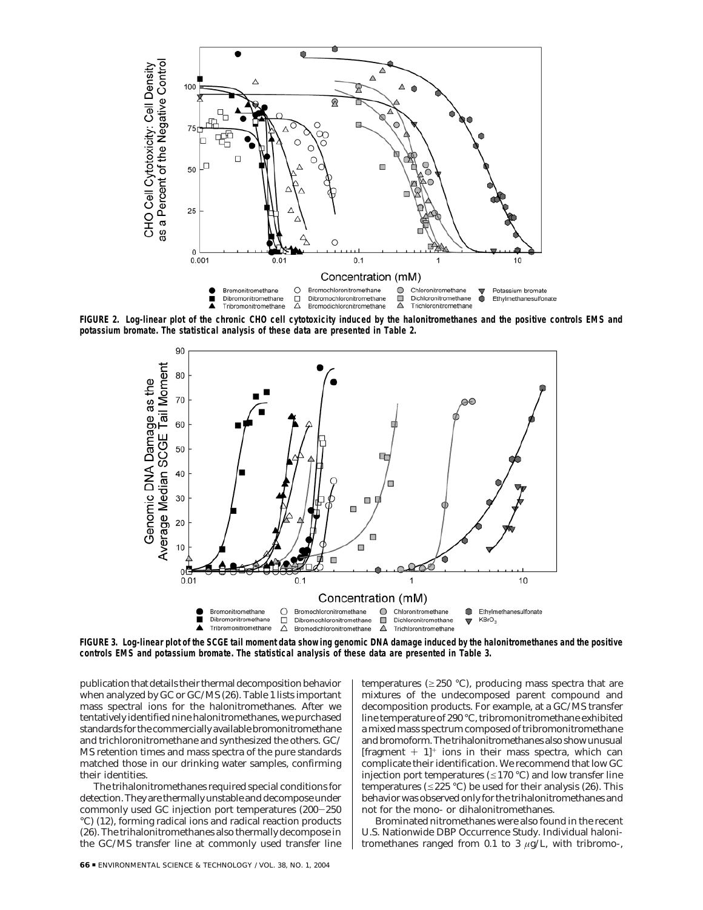FIGURE 2. Log-linear plot of the chronic CHO cell cytotoxicity induced by the halonitromethanes and the positive controls EMS and potassium bromate. The statistical analysis of these data are presented in Table 2.

FIGURE 3. Log-linear plot of the SCGE tail moment data showing genomic DNA damage induced by the halonitromethanes and the positive controls EMS and potassium bromate. The statistical analysis of these data are presented in Table 3.

publication that details their thermal decomposition behavior when analyzed by GC or GC/MS (26). Table 1 lists important mass spectral ions for the halonitromethanes. After we tentatively identified nine halonitromethanes, we purchased standards for the commercially available bromonitromethane and trichloronitromethane and synthesized the others. GC/MS retention times and mass spectra of the pure standards matched those in our drinking water samples, confirming their identities.

The trihalonitromethanes required special conditions for detection. They are thermally unstable and decompose under commonly used GC injection port temperatures (200−250 °C) (12), forming radical ions and radical reaction products (26). The trihalonitromethanes also thermally decompose in the GC/MS transfer line at commonly used transfer line temperatures (≥250 °C), producing mass spectra that are mixtures of the undecomposed parent compound and decomposition products. For example, at a GC/MS transfer line temperature of 290 °C, tribromonitromethane exhibited a mixed mass spectrum composed of tribromonitromethane and bromoform. The trihalonitromethanes also show unusual $[\text{fragment} + 1]^+$ ions in their mass spectra, which can complicate their identification. We recommend that low GC injection port temperatures (≤170 °C) and low transfer line temperatures (≤225 °C) be used for their analysis (26). This behavior was observed only for the trihalonitromethanes and not for the mono- or dihalonitromethanes.

Brominated nitromethanes were also found in the recent U.S. Nationwide DBP Occurrence Study. Individual halonitromethanes ranged from 0.1 to 3 μg/L, with tribromo-,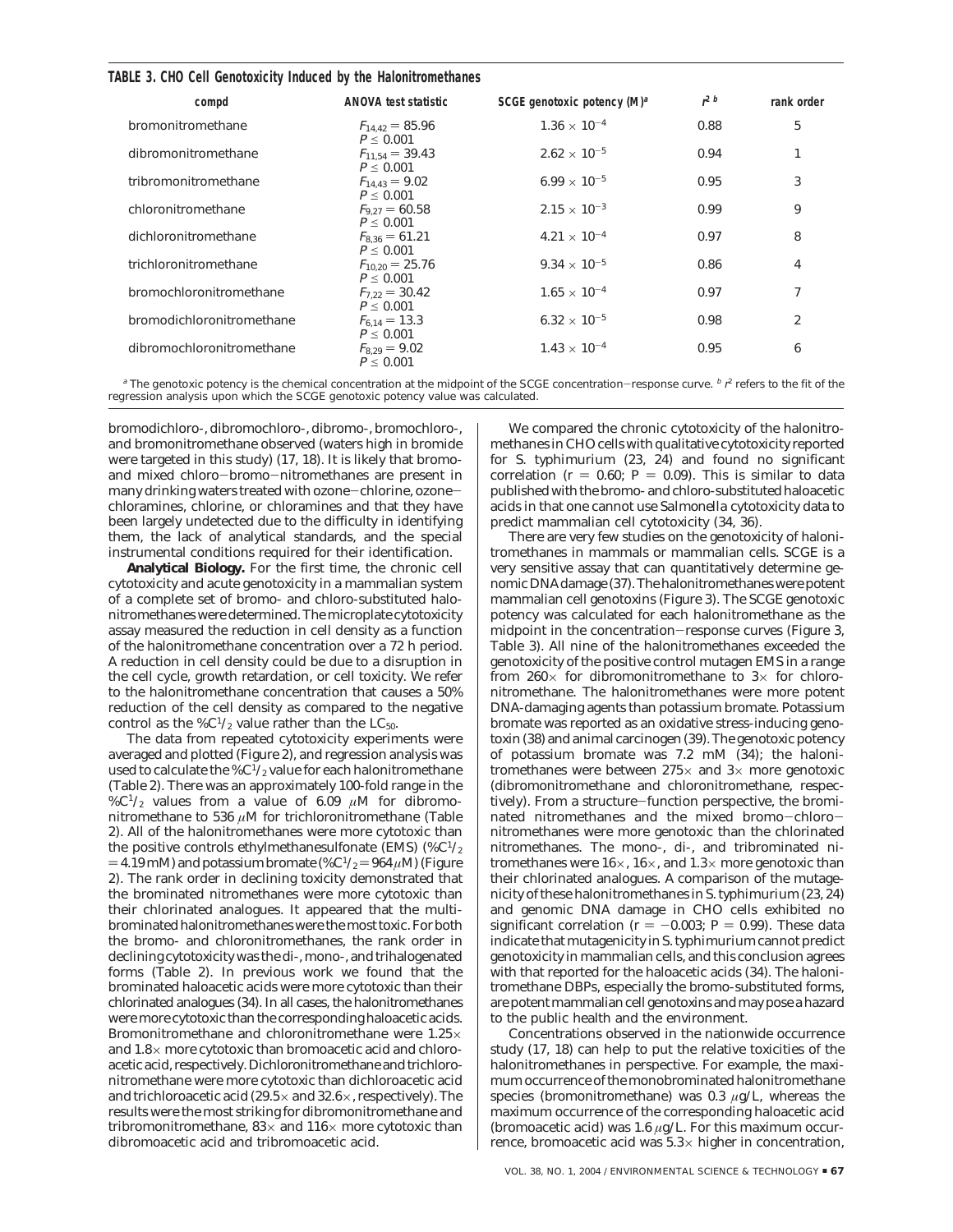**TABLE 3. CHO Cell Genotoxicity Induced by the Halonitromethanes**

| compd | ANOVA test statistic | SCGE genotoxic potency (M)[a] | $r^2$ [b] | rank order |
|---|---|---|---|---|
| bromonitromethane | $F_{14,42} = 85.96$ $P \leq 0.001$ | $1.36 \times 10^{-4}$ | 0.88 | 5 |
| dibromonitromethane | $F_{11,54} = 39.43$ $P \leq 0.001$ | $2.62 \times 10^{-5}$ | 0.94 | 1 |
| tribromonitromethane | $F_{14,43} = 9.02$ $P \leq 0.001$ | $6.99 \times 10^{-5}$ | 0.95 | 3 |
| chloronitromethane | $F_{9,27} = 60.58$ $P \leq 0.001$ | $2.15 \times 10^{-3}$ | 0.99 | 9 |
| dichloronitromethane | $F_{8,36} = 61.21$ $P \leq 0.001$ | $4.21 \times 10^{-4}$ | 0.97 | 8 |
| trichloronitromethane | $F_{10,20} = 25.76$ $P \leq 0.001$ | $9.34 \times 10^{-5}$ | 0.86 | 4 |
| bromochloronitromethane | $F_{7,22} = 30.42$ $P \leq 0.001$ | $1.65 \times 10^{-4}$ | 0.97 | 7 |
| bromodichloronitromethane | $F_{6,14} = 13.3$ $P \leq 0.001$ | $6.32 \times 10^{-5}$ | 0.98 | 2 |
| dibromochloronitromethane | $F_{8,29} = 9.02$ $P \leq 0.001$ | $1.43 \times 10^{-4}$ | 0.95 | 6 |

[a] The genotoxic potency is the chemical concentration at the midpoint of the SCGE concentration–response curve. [b] $r^2$ refers to the fit of the regression analysis upon which the SCGE genotoxic potency value was calculated.

bromodichloro-, dibromochloro-, dibromo-, bromochloro-, and bromonitromethane observed (waters high in bromide were targeted in this study) (17, 18). It is likely that bromo- and mixed chloro–bromo–nitromethanes are present in many drinking waters treated with ozone–chlorine, ozone–chloramines, chlorine, or chloramines and that they have been largely undetected due to the difficulty in identifying them, the lack of analytical standards, and the special instrumental conditions required for their identification.

**Analytical Biology.** For the first time, the chronic cell cytotoxicity and acute genotoxicity in a mammalian system of a complete set of bromo- and chloro-substituted halonitromethanes were determined. The microplate cytotoxicity assay measured the reduction in cell density as a function of the halonitromethane concentration over a 72 h period. A reduction in cell density could be due to a disruption in the cell cycle, growth retardation, or cell toxicity. We refer to the halonitromethane concentration that causes a 50% reduction of the cell density as compared to the negative control as the $\%C^{1}/_{2}$ value rather than the $LC_{50}$.

The data from repeated cytotoxicity experiments were averaged and plotted (Figure 2), and regression analysis was used to calculate the $\%C^{1}/_{2}$ value for each halonitromethane (Table 2). There was an approximately 100-fold range in the $\%C^{1}/_{2}$ values from a value of 6.09 $\mu$M for dibromonitromethane to 536 $\mu$M for trichloronitromethane (Table 2). All of the halonitromethanes were more cytotoxic than the positive controls ethylmethanesulfonate (EMS) ($\%C^{1}/_{2}$ = 4.19 mM) and potassium bromate ($\%C^{1}/_{2}$ = 964 $\mu$M) (Figure 2). The rank order in declining toxicity demonstrated that the brominated nitromethanes were more cytotoxic than their chlorinated analogues. It appeared that the multibrominated halonitromethanes were the most toxic. For both the bromo- and chloronitromethanes, the rank order in declining cytotoxicity was the di-, mono-, and trihalogenated forms (Table 2). In previous work we found that the brominated haloacetic acids were more cytotoxic than their chlorinated analogues (34). In all cases, the halonitromethanes were more cytotoxic than the corresponding haloacetic acids. Bromonitromethane and chloronitromethane were 1.25× and 1.8× more cytotoxic than bromoacetic acid and chloroacetic acid, respectively. Dichloronitromethane and trichloronitromethane were more cytotoxic than dichloroacetic acid and trichloroacetic acid (29.5× and 32.6×, respectively). The results were the most striking for dibromonitromethane and tribromonitromethane, 83× and 116× more cytotoxic than dibromoacetic acid and tribromoacetic acid.

We compared the chronic cytotoxicity of the halonitromethanes in CHO cells with qualitative cytotoxicity reported for *S. typhimurium* (23, 24) and found no significant correlation ($r = 0.60$; $P = 0.09$). This is similar to data published with the bromo- and chloro-substituted haloacetic acids in that one cannot use *Salmonella* cytotoxicity data to predict mammalian cell cytotoxicity (34, 36).

There are very few studies on the genotoxicity of halonitromethanes in mammals or mammalian cells. SCGE is a very sensitive assay that can quantitatively determine genomic DNA damage (37). The halonitromethanes were potent mammalian cell genotoxins (Figure 3). The SCGE genotoxic potency was calculated for each halonitromethane as the midpoint in the concentration–response curves (Figure 3, Table 3). All nine of the halonitromethanes exceeded the genotoxicity of the positive control mutagen EMS in a range from 260× for dibromonitromethane to 3× for chloronitromethane. The halonitromethanes were more potent DNA-damaging agents than potassium bromate. Potassium bromate was reported as an oxidative stress-inducing genotoxin (38) and animal carcinogen (39). The genotoxic potency of potassium bromate was 7.2 mM (34); the halonitromethanes were between 275× and 3× more genotoxic (dibromonitromethane and chloronitromethane, respectively). From a structure–function perspective, the brominated nitromethanes and the mixed bromo–chloro–nitromethanes were more genotoxic than the chlorinated nitromethanes. The mono-, di-, and tribrominated nitromethanes were 16×, 16×, and 1.3× more genotoxic than their chlorinated analogues. A comparison of the mutagenicity of these halonitromethanes in *S. typhimurium* (23, 24) and genomic DNA damage in CHO cells exhibited no significant correlation ($r = -0.003$; $P = 0.99$). These data indicate that mutagenicity in *S. typhimurium* cannot predict genotoxicity in mammalian cells, and this conclusion agrees with that reported for the haloacetic acids (34). The halonitromethane DBPs, especially the bromo-substituted forms, are potent mammalian cell genotoxins and may pose a hazard to the public health and the environment.

Concentrations observed in the nationwide occurrence study (17, 18) can help to put the relative toxicities of the halonitromethanes in perspective. For example, the maximum occurrence of the monobrominated halonitromethane species (bromonitromethane) was 0.3 $\mu$g/L, whereas the maximum occurrence of the corresponding haloacetic acid (bromoacetic acid) was 1.6 $\mu$g/L. For this maximum occurrence, bromoacetic acid was 5.3× higher in concentration,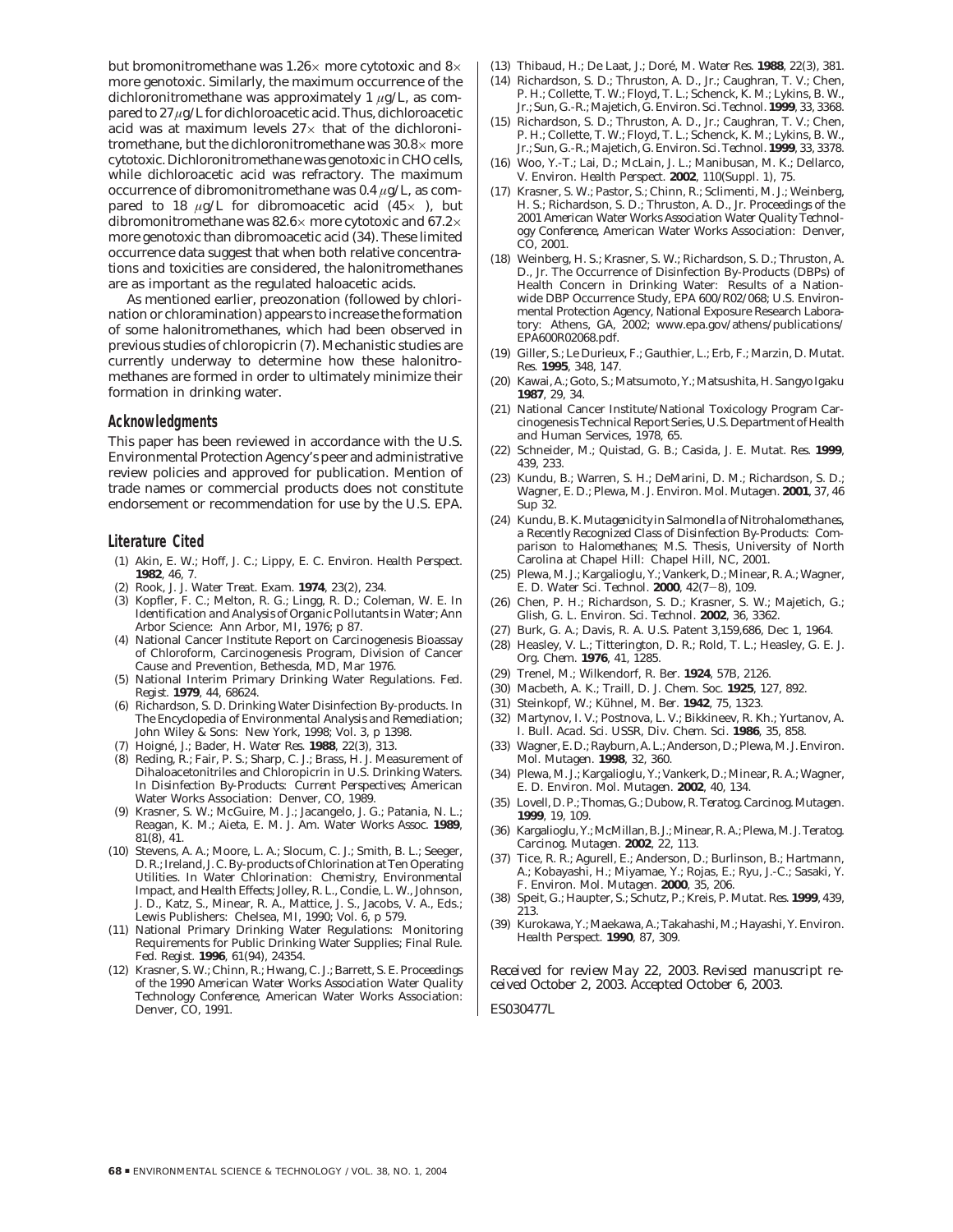but bromonitromethane was 1.26× more cytotoxic and 8× more genotoxic. Similarly, the maximum occurrence of the dichloronitromethane was approximately 1 $\mu$g/L, as compared to 27 $\mu$g/L for dichloroacetic acid. Thus, dichloroacetic acid was at maximum levels 27× that of the dichloronitromethane, but the dichloronitromethane was 30.8× more cytotoxic. Dichloronitromethane was genotoxic in CHO cells, while dichloroacetic acid was refractory. The maximum occurrence of dibromonitromethane was 0.4 $\mu$g/L, as compared to 18 $\mu$g/L for dibromoacetic acid (45× ), but dibromonitromethane was 82.6× more cytotoxic and 67.2× more genotoxic than dibromoacetic acid (34). These limited occurrence data suggest that when both relative concentrations and toxicities are considered, the halonitromethanes are as important as the regulated haloacetic acids.

As mentioned earlier, preozonation (followed by chlorination or chloramination) appears to increase the formation of some halonitromethanes, which had been observed in previous studies of chloropicrin (7). Mechanistic studies are currently underway to determine how these halonitromethanes are formed in order to ultimately minimize their formation in drinking water.

## Acknowledgments

This paper has been reviewed in accordance with the U.S. Environmental Protection Agency's peer and administrative review policies and approved for publication. Mention of trade names or commercial products does not constitute endorsement or recommendation for use by the U.S. EPA.

## Literature Cited

(1) Akin, E. W.; Hoff, J. C.; Lippy, E. C. *Environ. Health Perspect.* **1982**, 46, 7.
(2) Rook, J. J. *Water Treat. Exam.* **1974**, 23(2), 234.
(3) Kopfler, F. C.; Melton, R. G.; Lingg, R. D.; Coleman, W. E. In *Identification and Analysis of Organic Pollutants in Water*; Ann Arbor Science: Ann Arbor, MI, 1976; p 87.
(4) National Cancer Institute Report on Carcinogenesis Bioassay of Chloroform, Carcinogenesis Program, Division of Cancer Cause and Prevention, Bethesda, MD, Mar 1976.
(5) National Interim Primary Drinking Water Regulations. *Fed. Regist.* **1979**, 44, 68624.
(6) Richardson, S. D. Drinking Water Disinfection By-products. In *The Encyclopedia of Environmental Analysis and Remediation*; John Wiley & Sons: New York, 1998; Vol. 3, p 1398.
(7) Hoigné, J.; Bader, H. *Water Res.* **1988**, 22(3), 313.
(8) Reding, R.; Fair, P. S.; Sharp, C. J.; Brass, H. J. Measurement of Dihaloacetonitriles and Chloropicrin in U.S. Drinking Waters. In *Disinfection By-Products: Current Perspectives*; American Water Works Association: Denver, CO, 1989.
(9) Krasner, S. W.; McGuire, M. J.; Jacangelo, J. G.; Patania, N. L.; Reagan, K. M.; Aieta, E. M. *J. Am. Water Works Assoc.* **1989**, 81(8), 41.
(10) Stevens, A. A.; Moore, L. A.; Slocum, C. J.; Smith, B. L.; Seeger, D. R.; Ireland, J. C. By-products of Chlorination at Ten Operating Utilities. In *Water Chlorination: Chemistry, Environmental Impact, and Health Effects*; Jolley, R. L., Condie, L. W., Johnson, J. D., Katz, S., Minear, R. A., Mattice, J. S., Jacobs, V. A., Eds.; Lewis Publishers: Chelsea, MI, 1990; Vol. 6, p 579.
(11) National Primary Drinking Water Regulations: Monitoring Requirements for Public Drinking Water Supplies; Final Rule. *Fed. Regist.* **1996**, 61(94), 24354.
(12) Krasner, S. W.; Chinn, R.; Hwang, C. J.; Barrett, S. E. *Proceedings of the 1990 American Water Works Association Water Quality Technology Conference*, American Water Works Association: Denver, CO, 1991.
(13) Thibaud, H.; De Laat, J.; Doré, M. *Water Res.* **1988**, 22(3), 381.
(14) Richardson, S. D.; Thruston, A. D., Jr.; Caughran, T. V.; Chen, P. H.; Collette, T. W.; Floyd, T. L.; Schenck, K. M.; Lykins, B. W., Jr.; Sun, G.-R.; Majetich, G. *Environ. Sci. Technol.* **1999**, 33, 3368.
(15) Richardson, S. D.; Thruston, A. D., Jr.; Caughran, T. V.; Chen, P. H.; Collette, T. W.; Floyd, T. L.; Schenck, K. M.; Lykins, B. W., Jr.; Sun, G.-R.; Majetich, G. *Environ. Sci. Technol.* **1999**, 33, 3378.
(16) Woo, Y.-T.; Lai, D.; McLain, J. L.; Manibusan, M. K.; Dellarco, V. *Environ. Health Perspect.* **2002**, 110(Suppl. 1), 75.
(17) Krasner, S. W.; Pastor, S.; Chinn, R.; Sclimenti, M. J.; Weinberg, H. S.; Richardson, S. D.; Thruston, A. D., Jr. *Proceedings of the 2001 American Water Works Association Water Quality Technology Conference*, American Water Works Association: Denver, CO, 2001.
(18) Weinberg, H. S.; Krasner, S. W.; Richardson, S. D.; Thruston, A. D., Jr. The Occurrence of Disinfection By-Products (DBPs) of Health Concern in Drinking Water: Results of a Nationwide DBP Occurrence Study, EPA 600/R02/068; U.S. Environmental Protection Agency, National Exposure Research Laboratory: Athens, GA, 2002; www.epa.gov/athens/publications/EPA600R02068.pdf.
(19) Giller, S.; Le Durieux, F.; Gauthier, L.; Erb, F.; Marzin, D. *Mutat. Res.* **1995**, 348, 147.
(20) Kawai, A.; Goto, S.; Matsumoto, Y.; Matsushita, H. *Sangyo Igaku* **1987**, 29, 34.
(21) National Cancer Institute/National Toxicology Program Carcinogenesis Technical Report Series, U.S. Department of Health and Human Services, 1978, 65.
(22) Schneider, M.; Quistad, G. B.; Casida, J. E. *Mutat. Res.* **1999**, 439, 233.
(23) Kundu, B.; Warren, S. H.; DeMarini, D. M.; Richardson, S. D.; Wagner, E. D.; Plewa, M. J. *Environ. Mol. Mutagen.* **2001**, 37, 46 Sup 32.
(24) Kundu, B. K. *Mutagenicity in Salmonella of Nitrohalomethanes, a Recently Recognized Class of Disinfection By-Products: Comparison to Halomethanes*; M.S. Thesis, University of North Carolina at Chapel Hill: Chapel Hill, NC, 2001.
(25) Plewa, M. J.; Kargalioglu, Y.; Vankerk, D.; Minear, R. A.; Wagner, E. D. *Water Sci. Technol.* **2000**, 42(7–8), 109.
(26) Chen, P. H.; Richardson, S. D.; Krasner, S. W.; Majetich, G.; Glish, G. L. *Environ. Sci. Technol.* **2002**, 36, 3362.
(27) Burk, G. A.; Davis, R. A. U.S. Patent 3,159,686, Dec 1, 1964.
(28) Heasley, V. L.; Titterington, D. R.; Rold, T. L.; Heasley, G. E. *J. Org. Chem.* **1976**, 41, 1285.
(29) Trenel, M.; Wilkendorf, R. *Ber.* **1924**, 57B, 2126.
(30) Macbeth, A. K.; Traill, D. *J. Chem. Soc.* **1925**, 127, 892.
(31) Steinkopf, W.; Kühnel, M. *Ber.* **1942**, 75, 1323.
(32) Martynov, I. V.; Postnova, L. V.; Bikkineev, R. Kh.; Yurtanov, A. I. *Bull. Acad. Sci. USSR, Div. Chem. Sci.* **1986**, 35, 858.
(33) Wagner, E. D.; Rayburn, A. L.; Anderson, D.; Plewa, M. J. *Environ. Mol. Mutagen.* **1998**, 32, 360.
(34) Plewa, M. J.; Kargalioglu, Y.; Vankerk, D.; Minear, R. A.; Wagner, E. D. *Environ. Mol. Mutagen.* **2002**, 40, 134.
(35) Lovell, D. P.; Thomas, G.; Dubow, R. *Teratog. Carcinog. Mutagen.* **1999**, 19, 109.
(36) Kargalioglu, Y.; McMillan, B. J.; Minear, R. A.; Plewa, M. J. *Teratog. Carcinog. Mutagen.* **2002**, 22, 113.
(37) Tice, R. R.; Agurell, E.; Anderson, D.; Burlinson, B.; Hartmann, A.; Kobayashi, H.; Miyamae, Y.; Rojas, E.; Ryu, J.-C.; Sasaki, Y. F. *Environ. Mol. Mutagen.* **2000**, 35, 206.
(38) Speit, G.; Haupter, S.; Schutz, P.; Kreis, P. *Mutat. Res.* **1999**, 439, 213.
(39) Kurokawa, Y.; Maekawa, A.; Takahashi, M.; Hayashi, Y. *Environ. Health Perspect.* **1990**, 87, 309.

*Received for review May 22, 2003. Revised manuscript received October 2, 2003. Accepted October 6, 2003.*

ES030477L